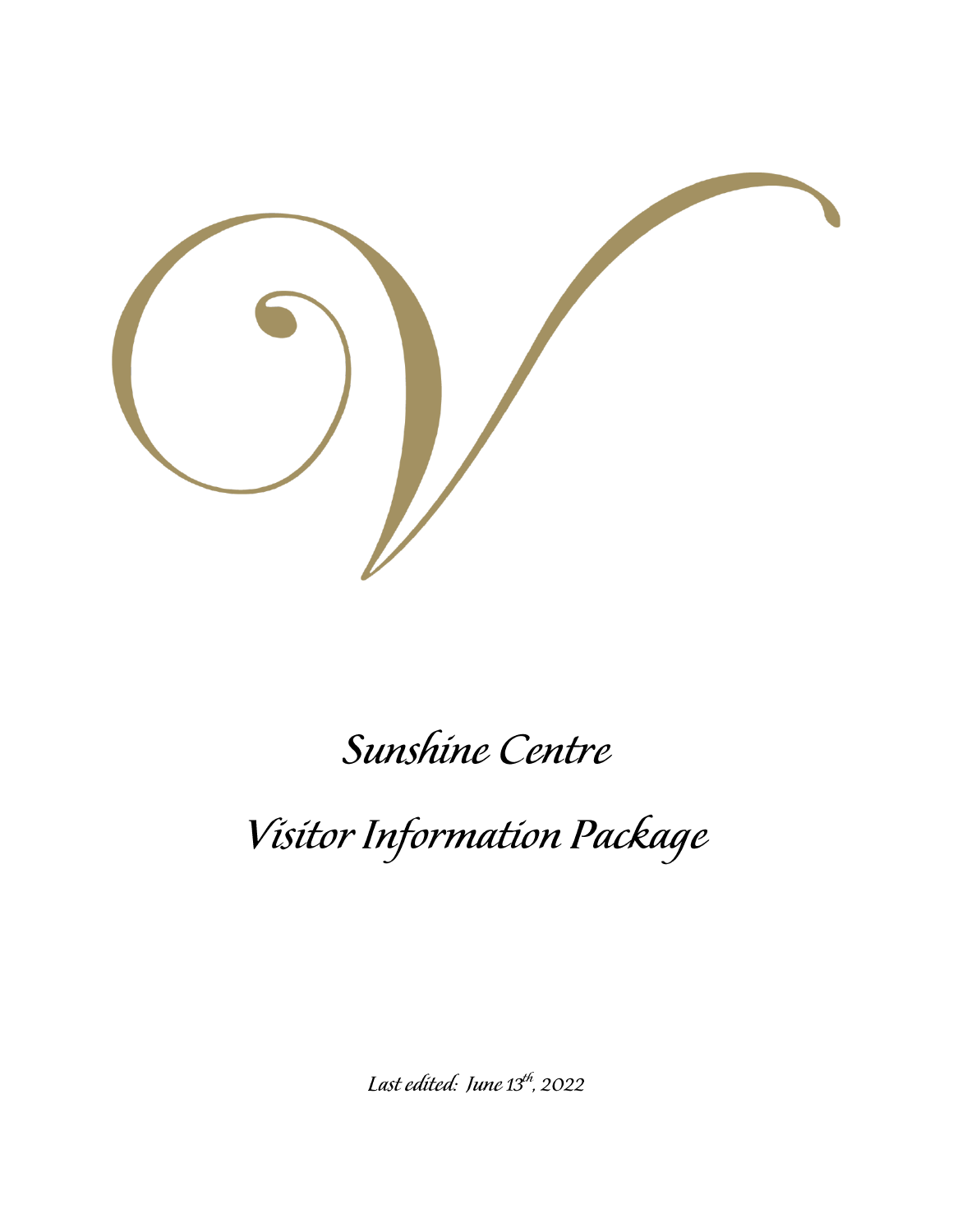# Sunshine Centre

# Visitor Information Package

*Last edited: June 13th, 2022*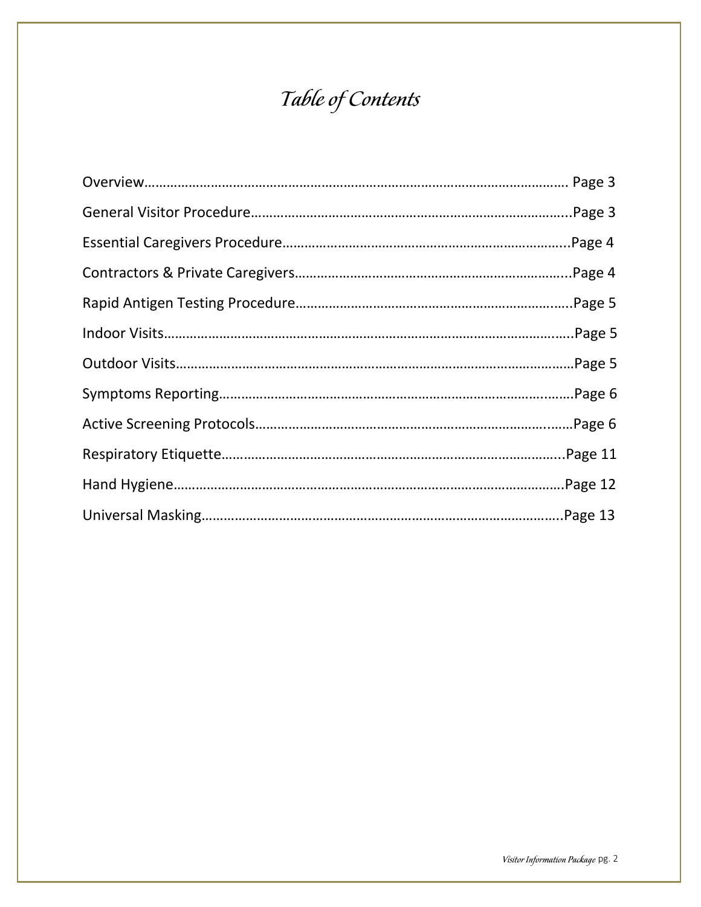# *Table of Contents*

| | |
|---|---|
| Overview | Page 3 |
| General Visitor Procedure | Page 3 |
| Essential Caregivers Procedure | Page 4 |
| Contractors & Private Caregivers | Page 4 |
| Rapid Antigen Testing Procedure | Page 5 |
| Indoor Visits | Page 5 |
| Outdoor Visits | Page 5 |
| Symptoms Reporting | Page 6 |
| Active Screening Protocols | Page 6 |
| Respiratory Etiquette | Page 11 |
| Hand Hygiene | Page 12 |
| Universal Masking | Page 13 |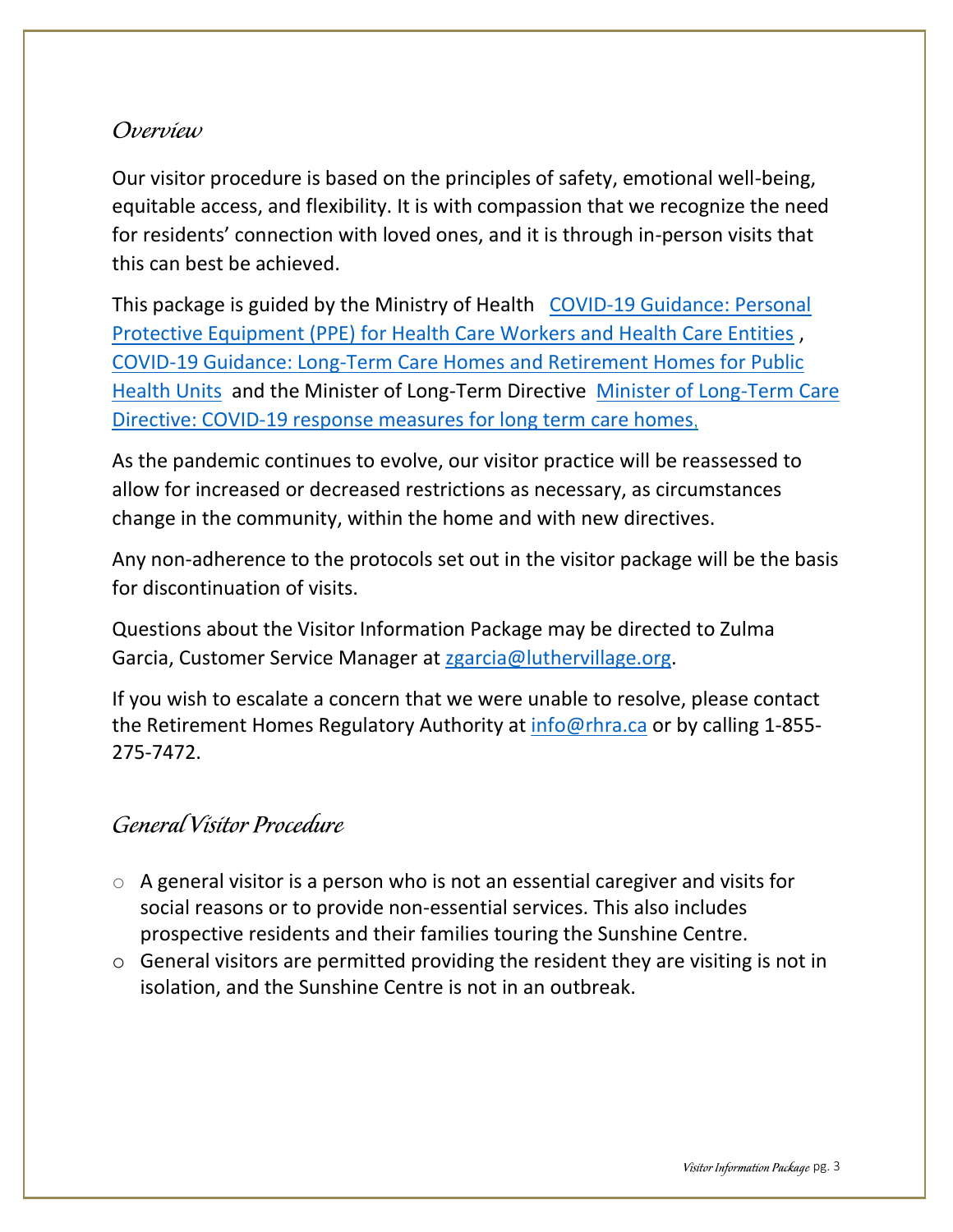## Overview

Our visitor procedure is based on the principles of safety, emotional well-being, equitable access, and flexibility. It is with compassion that we recognize the need for residents' connection with loved ones, and it is through in-person visits that this can best be achieved.

This package is guided by the Ministry of Health [COVID-19 Guidance: Personal Protective Equipment (PPE) for Health Care Workers and Health Care Entities], [COVID-19 Guidance: Long-Term Care Homes and Retirement Homes for Public Health Units] and the Minister of Long-Term Directive [Minister of Long-Term Care Directive: COVID-19 response measures for long term care homes.]

As the pandemic continues to evolve, our visitor practice will be reassessed to allow for increased or decreased restrictions as necessary, as circumstances change in the community, within the home and with new directives.

Any non-adherence to the protocols set out in the visitor package will be the basis for discontinuation of visits.

Questions about the Visitor Information Package may be directed to Zulma Garcia, Customer Service Manager at zgarcia@luthervillage.org.

If you wish to escalate a concern that we were unable to resolve, please contact the Retirement Homes Regulatory Authority at info@rhra.ca or by calling 1-855-275-7472.

## General Visitor Procedure

- A general visitor is a person who is not an essential caregiver and visits for social reasons or to provide non-essential services. This also includes prospective residents and their families touring the Sunshine Centre.
- General visitors are permitted providing the resident they are visiting is not in isolation, and the Sunshine Centre is not in an outbreak.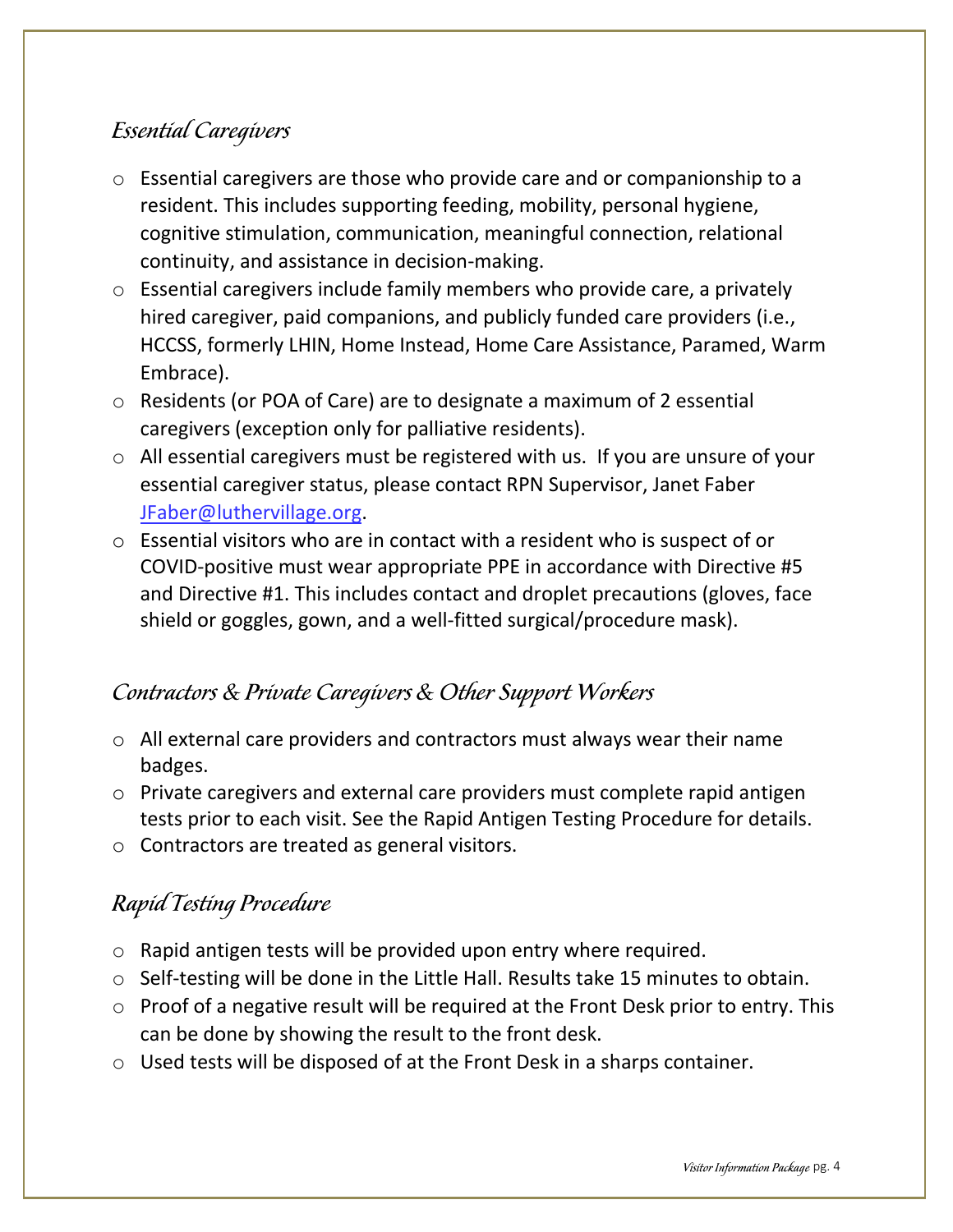## *Essential Caregivers*

- Essential caregivers are those who provide care and or companionship to a resident. This includes supporting feeding, mobility, personal hygiene, cognitive stimulation, communication, meaningful connection, relational continuity, and assistance in decision-making.
- Essential caregivers include family members who provide care, a privately hired caregiver, paid companions, and publicly funded care providers (i.e., HCCSS, formerly LHIN, Home Instead, Home Care Assistance, Paramed, Warm Embrace).
- Residents (or POA of Care) are to designate a maximum of 2 essential caregivers (exception only for palliative residents).
- All essential caregivers must be registered with us. If you are unsure of your essential caregiver status, please contact RPN Supervisor, Janet Faber JFaber@luthervillage.org.
- Essential visitors who are in contact with a resident who is suspect of or COVID-positive must wear appropriate PPE in accordance with Directive #5 and Directive #1. This includes contact and droplet precautions (gloves, face shield or goggles, gown, and a well-fitted surgical/procedure mask).

## *Contractors & Private Caregivers & Other Support Workers*

- All external care providers and contractors must always wear their name badges.
- Private caregivers and external care providers must complete rapid antigen tests prior to each visit. See the Rapid Antigen Testing Procedure for details.
- Contractors are treated as general visitors.

## *Rapid Testing Procedure*

- Rapid antigen tests will be provided upon entry where required.
- Self-testing will be done in the Little Hall. Results take 15 minutes to obtain.
- Proof of a negative result will be required at the Front Desk prior to entry. This can be done by showing the result to the front desk.
- Used tests will be disposed of at the Front Desk in a sharps container.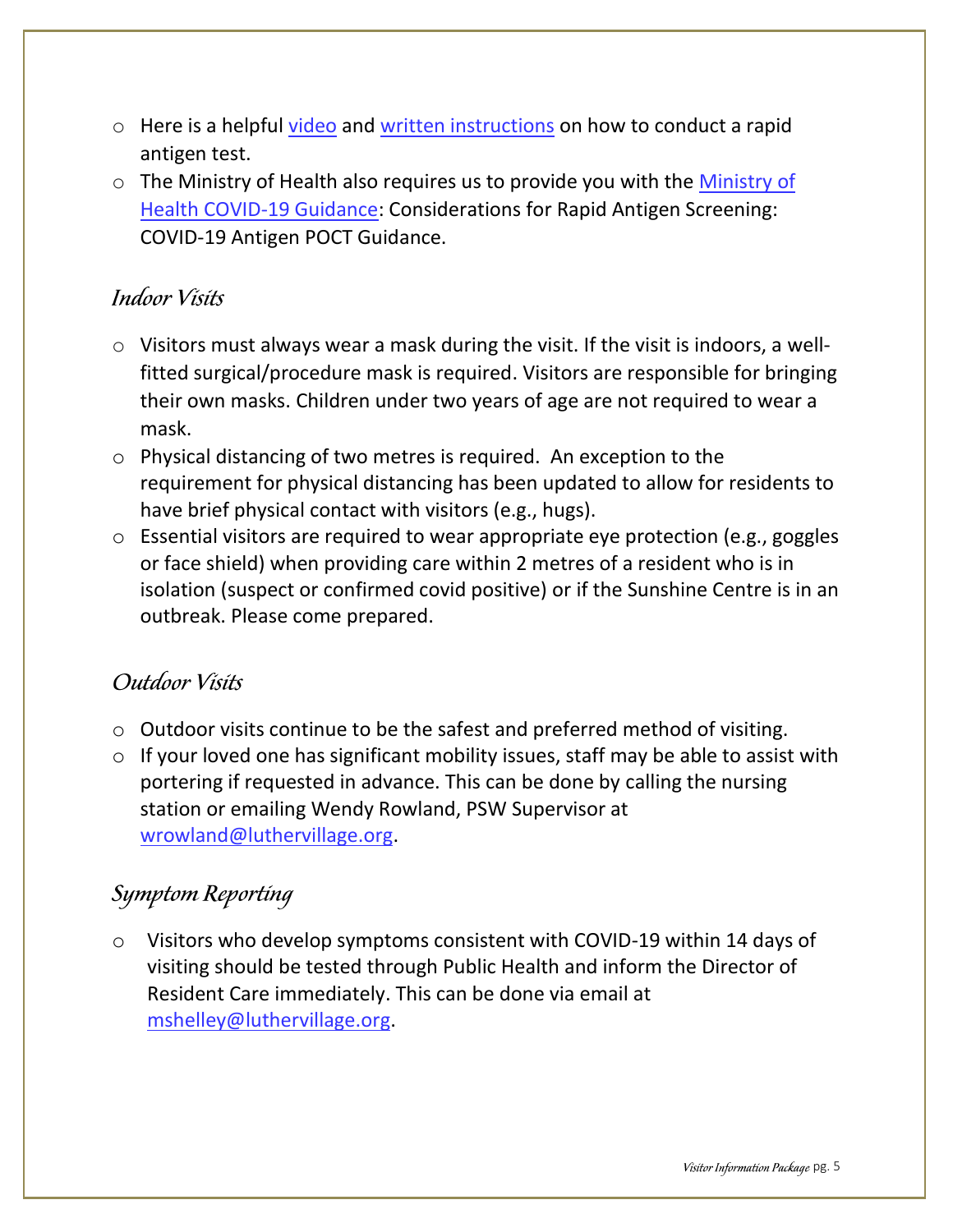- Here is a helpful video and written instructions on how to conduct a rapid antigen test.
- The Ministry of Health also requires us to provide you with the Ministry of Health COVID-19 Guidance: Considerations for Rapid Antigen Screening: COVID-19 Antigen POCT Guidance.

## *Indoor Visits*

- Visitors must always wear a mask during the visit. If the visit is indoors, a well-fitted surgical/procedure mask is required. Visitors are responsible for bringing their own masks. Children under two years of age are not required to wear a mask.
- Physical distancing of two metres is required. An exception to the requirement for physical distancing has been updated to allow for residents to have brief physical contact with visitors (e.g., hugs).
- Essential visitors are required to wear appropriate eye protection (e.g., goggles or face shield) when providing care within 2 metres of a resident who is in isolation (suspect or confirmed covid positive) or if the Sunshine Centre is in an outbreak. Please come prepared.

## *Outdoor Visits*

- Outdoor visits continue to be the safest and preferred method of visiting.
- If your loved one has significant mobility issues, staff may be able to assist with portering if requested in advance. This can be done by calling the nursing station or emailing Wendy Rowland, PSW Supervisor at wrowland@luthervillage.org.

## *Symptom Reporting*

- Visitors who develop symptoms consistent with COVID-19 within 14 days of visiting should be tested through Public Health and inform the Director of Resident Care immediately. This can be done via email at mshelley@luthervillage.org.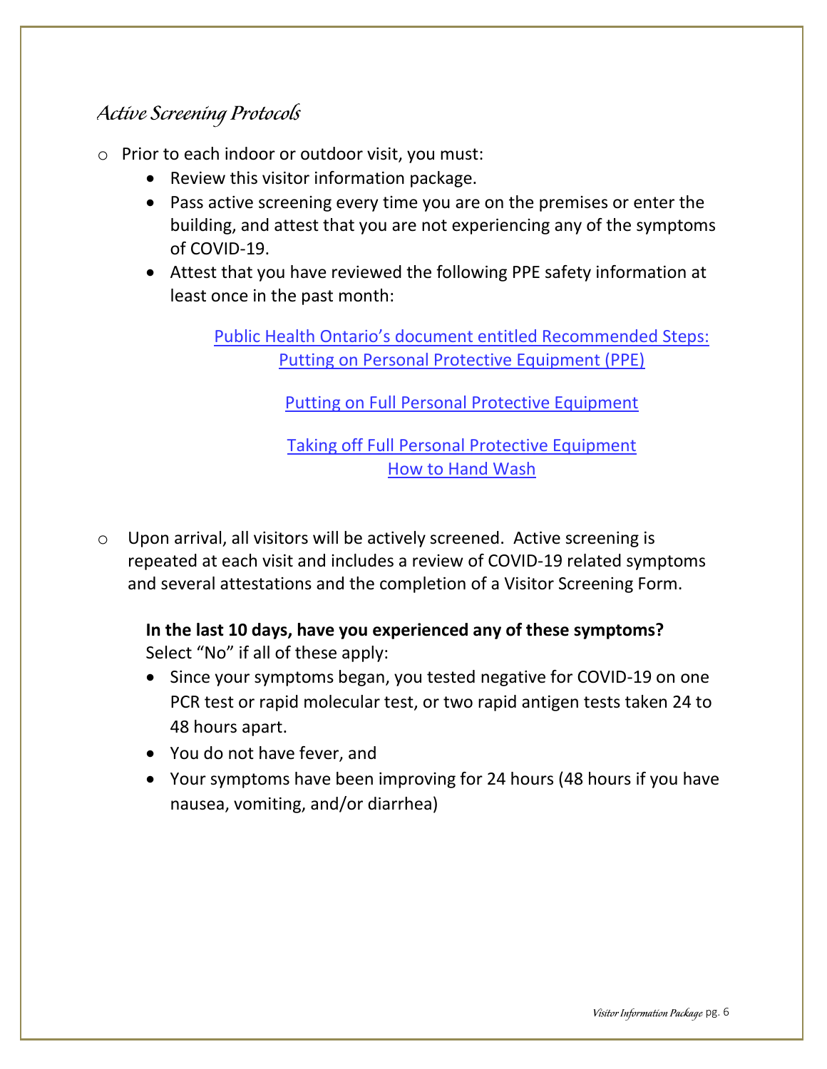## *Active Screening Protocols*

- Prior to each indoor or outdoor visit, you must:
  - Review this visitor information package.
  - Pass active screening every time you are on the premises or enter the building, and attest that you are not experiencing any of the symptoms of COVID-19.
  - Attest that you have reviewed the following PPE safety information at least once in the past month:

    Public Health Ontario's document entitled Recommended Steps: Putting on Personal Protective Equipment (PPE)

    Putting on Full Personal Protective Equipment

    Taking off Full Personal Protective Equipment
    How to Hand Wash

- Upon arrival, all visitors will be actively screened. Active screening is repeated at each visit and includes a review of COVID-19 related symptoms and several attestations and the completion of a Visitor Screening Form.

  **In the last 10 days, have you experienced any of these symptoms?**
  Select "No" if all of these apply:
  - Since your symptoms began, you tested negative for COVID-19 on one PCR test or rapid molecular test, or two rapid antigen tests taken 24 to 48 hours apart.
  - You do not have fever, and
  - Your symptoms have been improving for 24 hours (48 hours if you have nausea, vomiting, and/or diarrhea)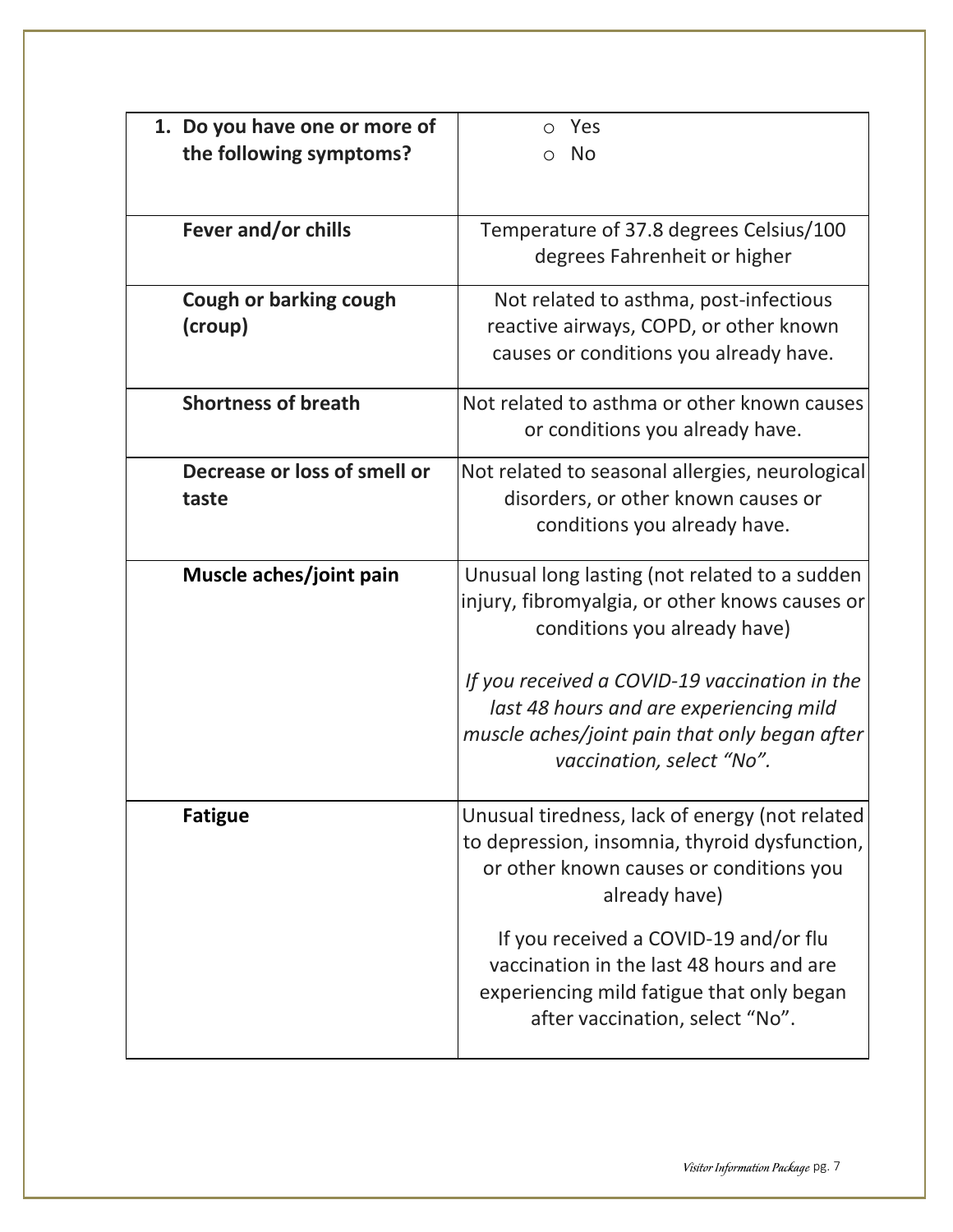| 1. Do you have one or more of the following symptoms? | ○ Yes<br>○ No |
|---|---|
| **Fever and/or chills** | Temperature of 37.8 degrees Celsius/100 degrees Fahrenheit or higher |
| **Cough or barking cough (croup)** | Not related to asthma, post-infectious reactive airways, COPD, or other known causes or conditions you already have. |
| **Shortness of breath** | Not related to asthma or other known causes or conditions you already have. |
| **Decrease or loss of smell or taste** | Not related to seasonal allergies, neurological disorders, or other known causes or conditions you already have. |
| **Muscle aches/joint pain** | Unusual long lasting (not related to a sudden injury, fibromyalgia, or other knows causes or conditions you already have)<br><br>*If you received a COVID-19 vaccination in the last 48 hours and are experiencing mild muscle aches/joint pain that only began after vaccination, select "No".* |
| **Fatigue** | Unusual tiredness, lack of energy (not related to depression, insomnia, thyroid dysfunction, or other known causes or conditions you already have)<br><br>If you received a COVID-19 and/or flu vaccination in the last 48 hours and are experiencing mild fatigue that only began after vaccination, select "No". |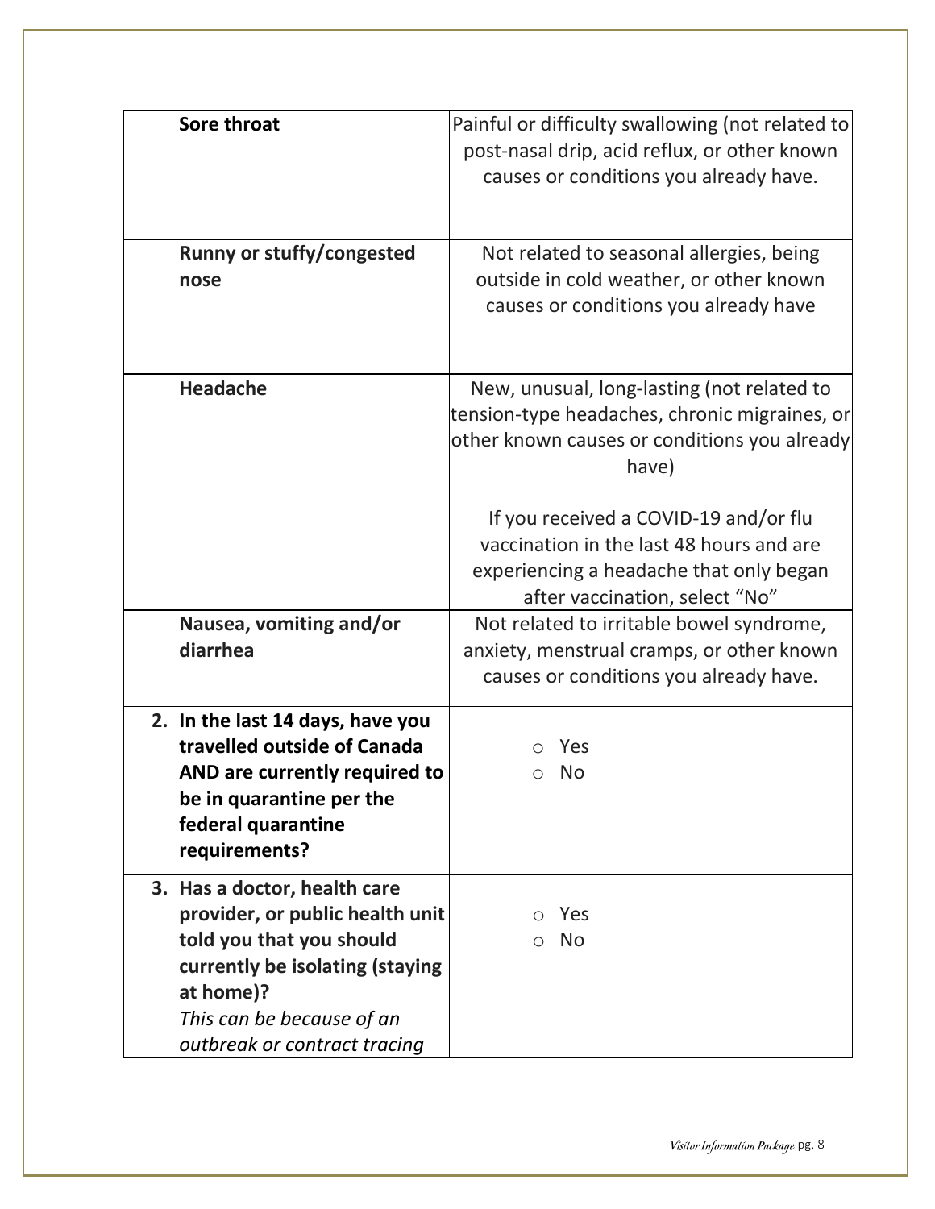| | |
|---|---|
| **Sore throat** | Painful or difficulty swallowing (not related to post-nasal drip, acid reflux, or other known causes or conditions you already have. |
| **Runny or stuffy/congested nose** | Not related to seasonal allergies, being outside in cold weather, or other known causes or conditions you already have |
| **Headache** | New, unusual, long-lasting (not related to tension-type headaches, chronic migraines, or other known causes or conditions you already have)<br><br>If you received a COVID-19 and/or flu vaccination in the last 48 hours and are experiencing a headache that only began after vaccination, select "No" |
| **Nausea, vomiting and/or diarrhea** | Not related to irritable bowel syndrome, anxiety, menstrual cramps, or other known causes or conditions you already have. |
| **2. In the last 14 days, have you travelled outside of Canada AND are currently required to be in quarantine per the federal quarantine requirements?** | ○ Yes<br>○ No |
| **3. Has a doctor, health care provider, or public health unit told you that you should currently be isolating (staying at home)?**<br>*This can be because of an outbreak or contract tracing* | ○ Yes<br>○ No |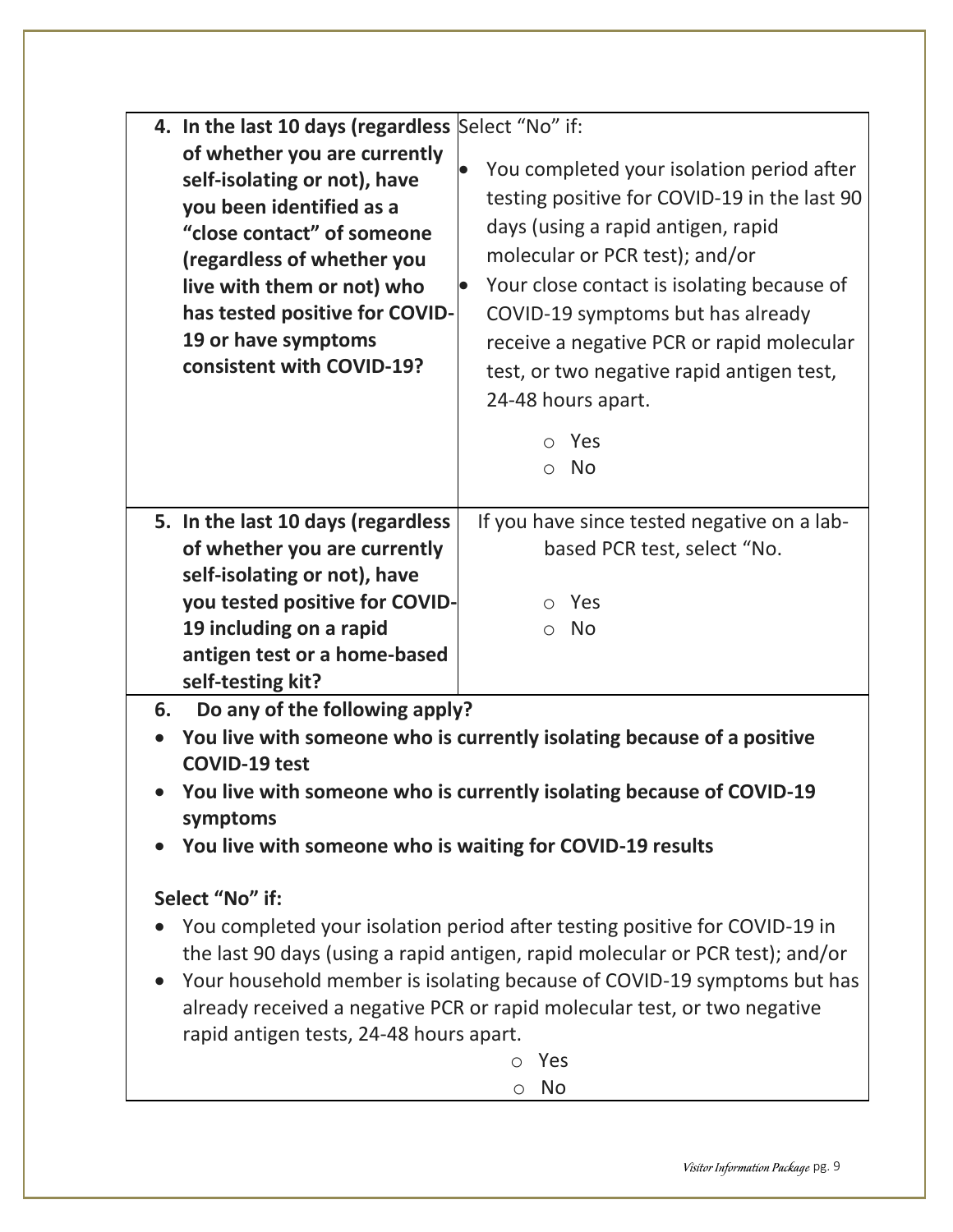| | |
|---|---|
| **4. In the last 10 days (regardless of whether you are currently self-isolating or not), have you been identified as a "close contact" of someone (regardless of whether you live with them or not) who has tested positive for COVID-19 or have symptoms consistent with COVID-19?** | Select "No" if:<br>• You completed your isolation period after testing positive for COVID-19 in the last 90 days (using a rapid antigen, rapid molecular or PCR test); and/or<br>• Your close contact is isolating because of COVID-19 symptoms but has already receive a negative PCR or rapid molecular test, or two negative rapid antigen test, 24-48 hours apart.<br>○ Yes<br>○ No |
| **5. In the last 10 days (regardless of whether you are currently self-isolating or not), have you tested positive for COVID-19 including on a rapid antigen test or a home-based self-testing kit?** | If you have since tested negative on a lab-based PCR test, select "No.<br>○ Yes<br>○ No |

**6. Do any of the following apply?**

- **You live with someone who is currently isolating because of a positive COVID-19 test**
- **You live with someone who is currently isolating because of COVID-19 symptoms**
- **You live with someone who is waiting for COVID-19 results**

**Select "No" if:**

- You completed your isolation period after testing positive for COVID-19 in the last 90 days (using a rapid antigen, rapid molecular or PCR test); and/or
- Your household member is isolating because of COVID-19 symptoms but has already received a negative PCR or rapid molecular test, or two negative rapid antigen tests, 24-48 hours apart.

○ Yes
○ No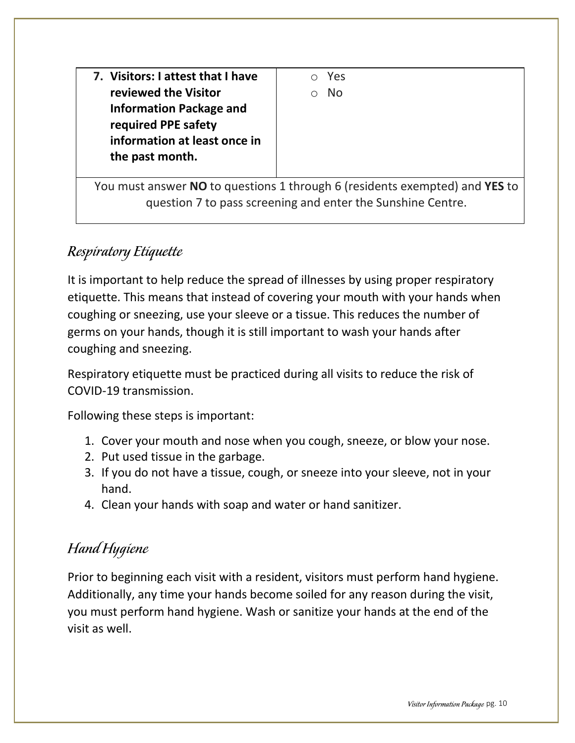| 7. **Visitors: I attest that I have reviewed the Visitor Information Package and required PPE safety information at least once in the past month.** | ○ Yes<br>○ No |
|---|---|
| You must answer **NO** to questions 1 through 6 (residents exempted) and **YES** to question 7 to pass screening and enter the Sunshine Centre. | |

## *Respiratory Etiquette*

It is important to help reduce the spread of illnesses by using proper respiratory etiquette. This means that instead of covering your mouth with your hands when coughing or sneezing, use your sleeve or a tissue. This reduces the number of germs on your hands, though it is still important to wash your hands after coughing and sneezing.

Respiratory etiquette must be practiced during all visits to reduce the risk of COVID-19 transmission.

Following these steps is important:

1. Cover your mouth and nose when you cough, sneeze, or blow your nose.
2. Put used tissue in the garbage.
3. If you do not have a tissue, cough, or sneeze into your sleeve, not in your hand.
4. Clean your hands with soap and water or hand sanitizer.

## *Hand Hygiene*

Prior to beginning each visit with a resident, visitors must perform hand hygiene. Additionally, any time your hands become soiled for any reason during the visit, you must perform hand hygiene. Wash or sanitize your hands at the end of the visit as well.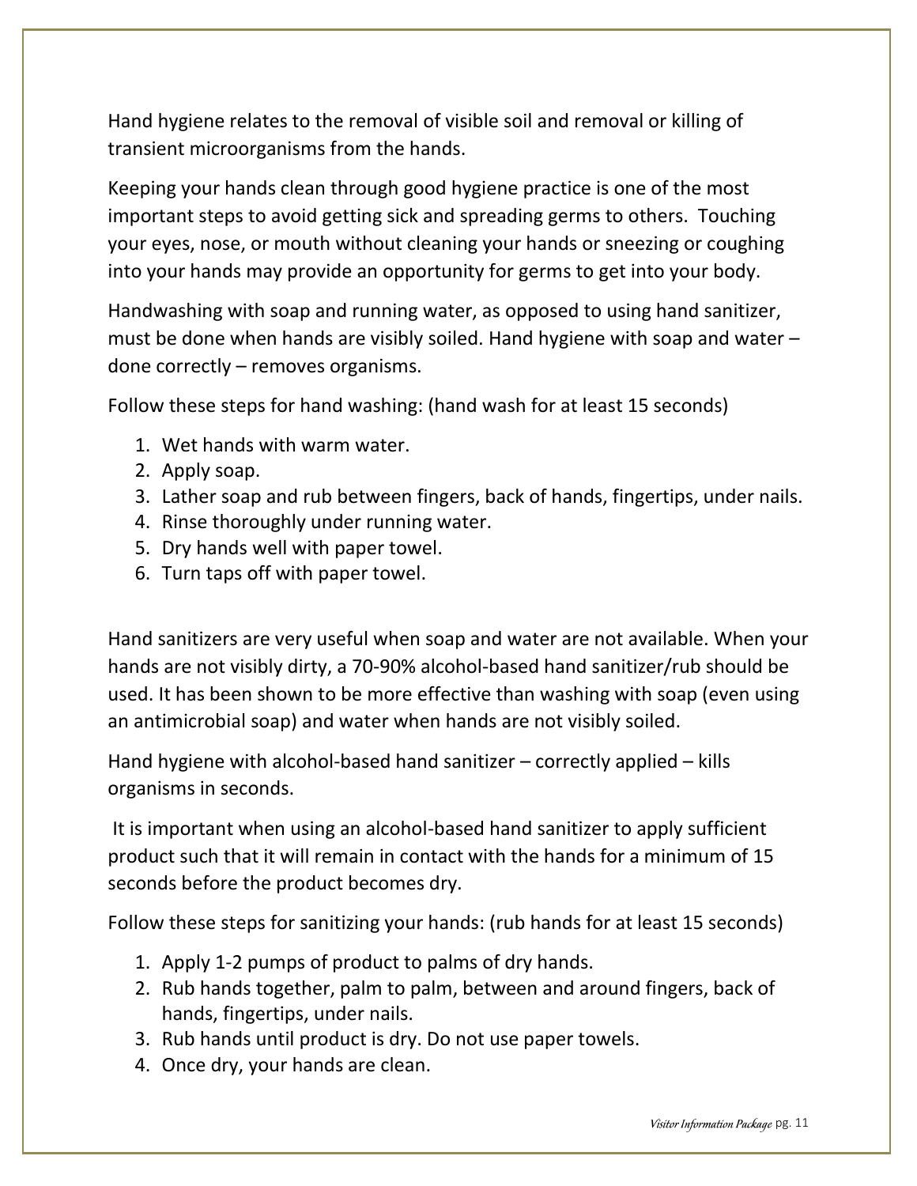Hand hygiene relates to the removal of visible soil and removal or killing of transient microorganisms from the hands.

Keeping your hands clean through good hygiene practice is one of the most important steps to avoid getting sick and spreading germs to others. Touching your eyes, nose, or mouth without cleaning your hands or sneezing or coughing into your hands may provide an opportunity for germs to get into your body.

Handwashing with soap and running water, as opposed to using hand sanitizer, must be done when hands are visibly soiled. Hand hygiene with soap and water – done correctly – removes organisms.

Follow these steps for hand washing: (hand wash for at least 15 seconds)

1. Wet hands with warm water.
2. Apply soap.
3. Lather soap and rub between fingers, back of hands, fingertips, under nails.
4. Rinse thoroughly under running water.
5. Dry hands well with paper towel.
6. Turn taps off with paper towel.

Hand sanitizers are very useful when soap and water are not available. When your hands are not visibly dirty, a 70-90% alcohol-based hand sanitizer/rub should be used. It has been shown to be more effective than washing with soap (even using an antimicrobial soap) and water when hands are not visibly soiled.

Hand hygiene with alcohol-based hand sanitizer – correctly applied – kills organisms in seconds.

It is important when using an alcohol-based hand sanitizer to apply sufficient product such that it will remain in contact with the hands for a minimum of 15 seconds before the product becomes dry.

Follow these steps for sanitizing your hands: (rub hands for at least 15 seconds)

1. Apply 1-2 pumps of product to palms of dry hands.
2. Rub hands together, palm to palm, between and around fingers, back of hands, fingertips, under nails.
3. Rub hands until product is dry. Do not use paper towels.
4. Once dry, your hands are clean.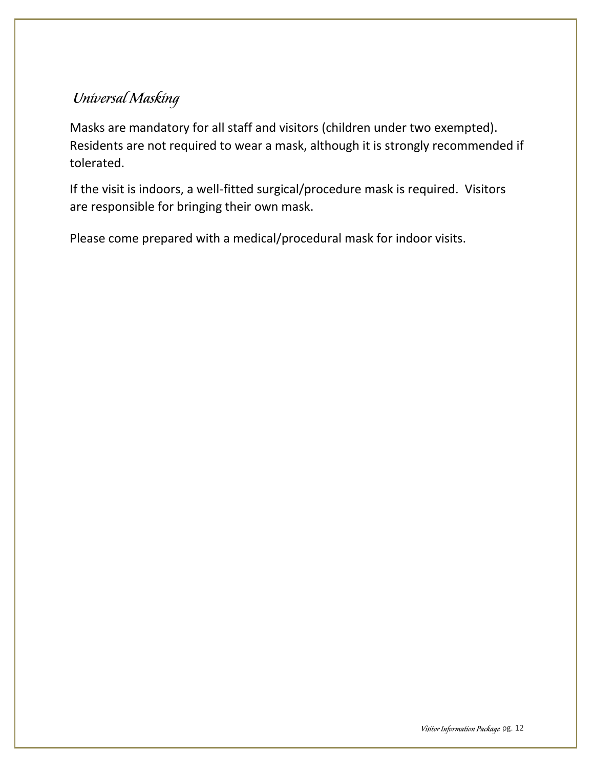## *Universal Masking*

Masks are mandatory for all staff and visitors (children under two exempted). Residents are not required to wear a mask, although it is strongly recommended if tolerated.

If the visit is indoors, a well-fitted surgical/procedure mask is required. Visitors are responsible for bringing their own mask.

Please come prepared with a medical/procedural mask for indoor visits.